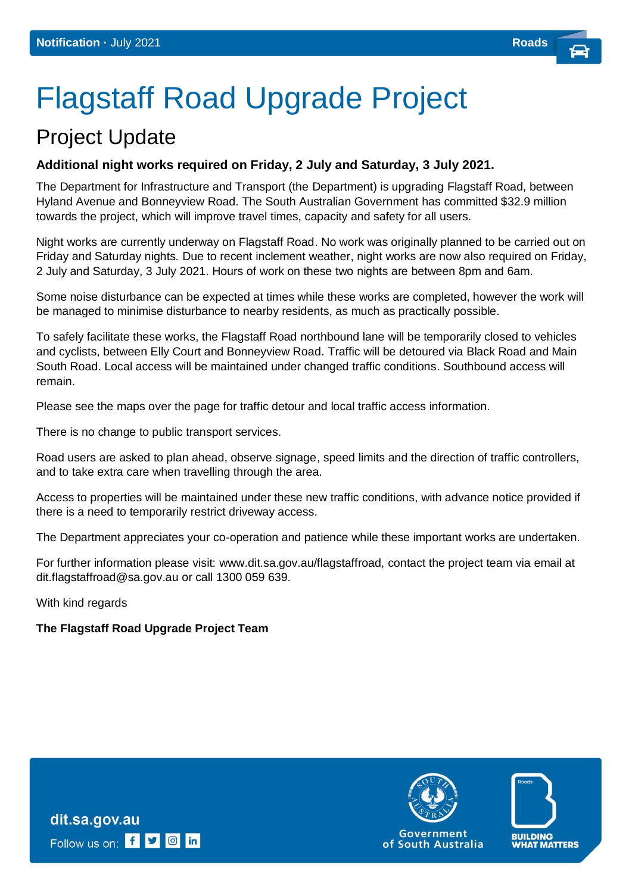**Notification** · July 2021 **Roads**

# Flagstaff Road Upgrade Project

## Project Update

**Additional night works required on Friday, 2 July and Saturday, 3 July 2021.**

The Department for Infrastructure and Transport (the Department) is upgrading Flagstaff Road, between Hyland Avenue and Bonneyview Road. The South Australian Government has committed $32.9 million towards the project, which will improve travel times, capacity and safety for all users.

Night works are currently underway on Flagstaff Road. No work was originally planned to be carried out on Friday and Saturday nights. Due to recent inclement weather, night works are now also required on Friday, 2 July and Saturday, 3 July 2021. Hours of work on these two nights are between 8pm and 6am.

Some noise disturbance can be expected at times while these works are completed, however the work will be managed to minimise disturbance to nearby residents, as much as practically possible.

To safely facilitate these works, the Flagstaff Road northbound lane will be temporarily closed to vehicles and cyclists, between Elly Court and Bonneyview Road. Traffic will be detoured via Black Road and Main South Road. Local access will be maintained under changed traffic conditions. Southbound access will remain.

Please see the maps over the page for traffic detour and local traffic access information.

There is no change to public transport services.

Road users are asked to plan ahead, observe signage, speed limits and the direction of traffic controllers, and to take extra care when travelling through the area.

Access to properties will be maintained under these new traffic conditions, with advance notice provided if there is a need to temporarily restrict driveway access.

The Department appreciates your co-operation and patience while these important works are undertaken.

For further information please visit: www.dit.sa.gov.au/flagstaffroad, contact the project team via email at dit.flagstaffroad@sa.gov.au or call 1300 059 639.

With kind regards

**The Flagstaff Road Upgrade Project Team**

dit.sa.gov.au

Follow us on:

Government of South Australia

BUILDING WHAT MATTERS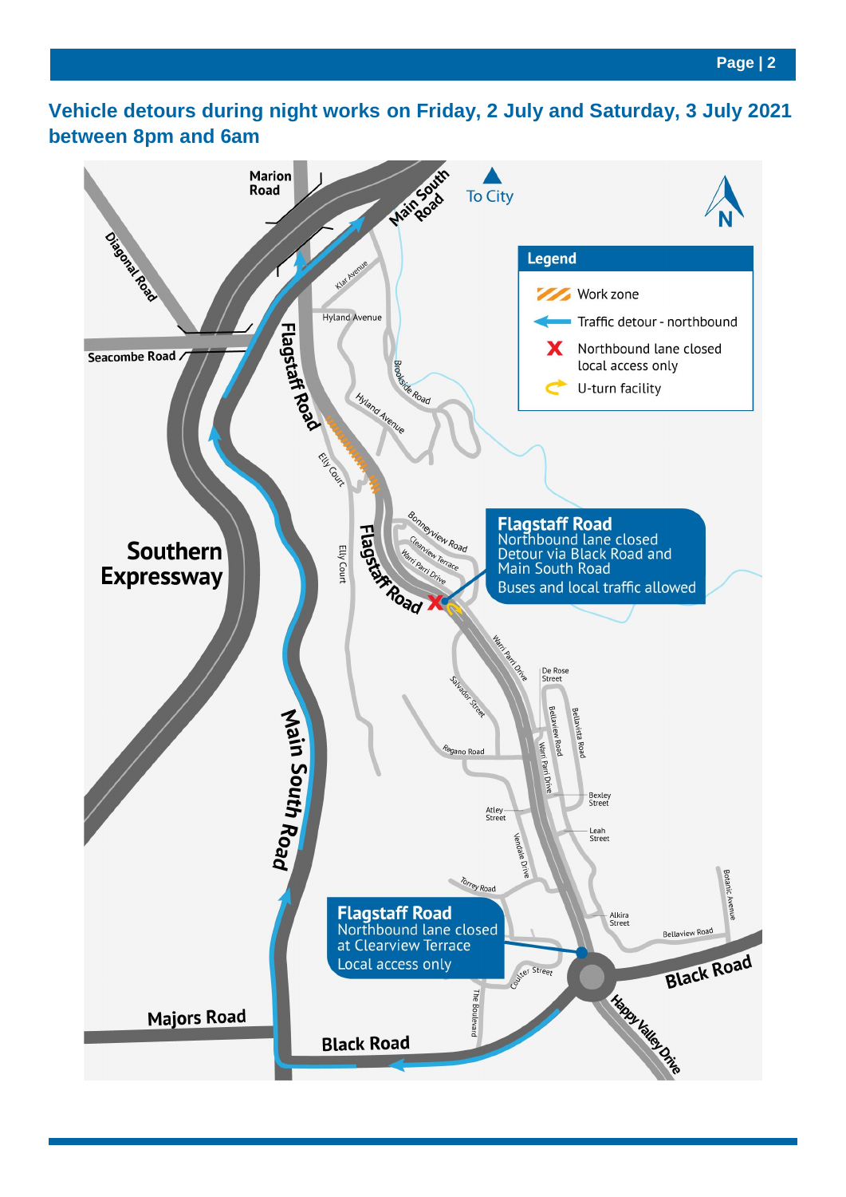## Vehicle detours during night works on Friday, 2 July and Saturday, 3 July 2021 between 8pm and 6am

**Legend**

- Work zone
- Traffic detour - northbound
- Northbound lane closed local access only
- U-turn facility

**Flagstaff Road**
Northbound lane closed
Detour via Black Road and Main South Road
Buses and local traffic allowed

**Flagstaff Road**
Northbound lane closed at Clearview Terrace
Local access only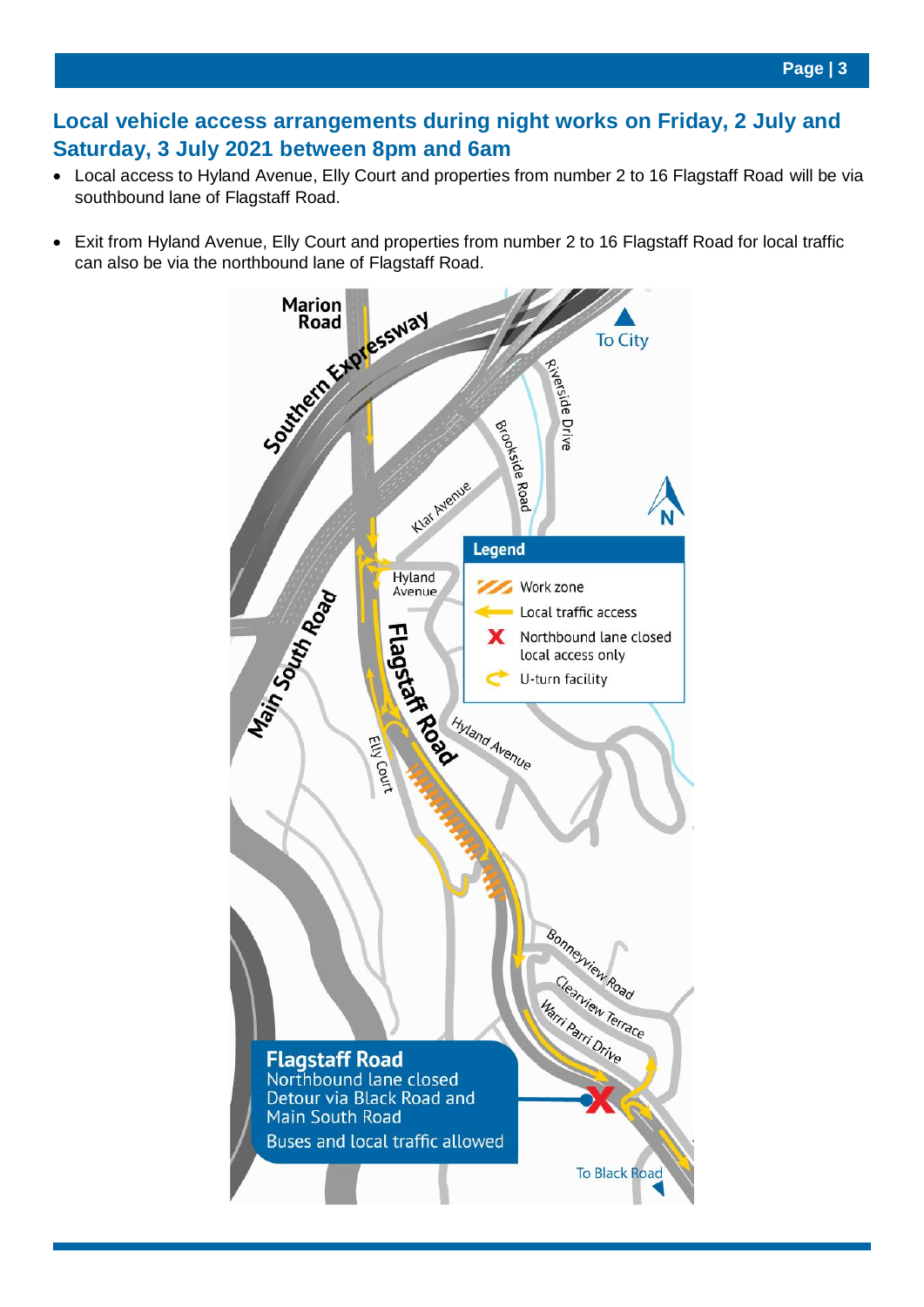## Local vehicle access arrangements during night works on Friday, 2 July and Saturday, 3 July 2021 between 8pm and 6am

- Local access to Hyland Avenue, Elly Court and properties from number 2 to 16 Flagstaff Road will be via southbound lane of Flagstaff Road.
- Exit from Hyland Avenue, Elly Court and properties from number 2 to 16 Flagstaff Road for local traffic can also be via the northbound lane of Flagstaff Road.

Marion Road
Southern Expressway
To City
Riverside Drive
Brookside Road
Klar Avenue
Hyland Avenue
Main South Road
Flagstaff Road
Elly Court
Hyland Avenue
Bonneyview Road
Clearview Terrace
Warri Parri Drive
To Black Road

**Legend**
Work zone
Local traffic access
Northbound lane closed local access only
U-turn facility

**Flagstaff Road**
Northbound lane closed
Detour via Black Road and Main South Road
Buses and local traffic allowed